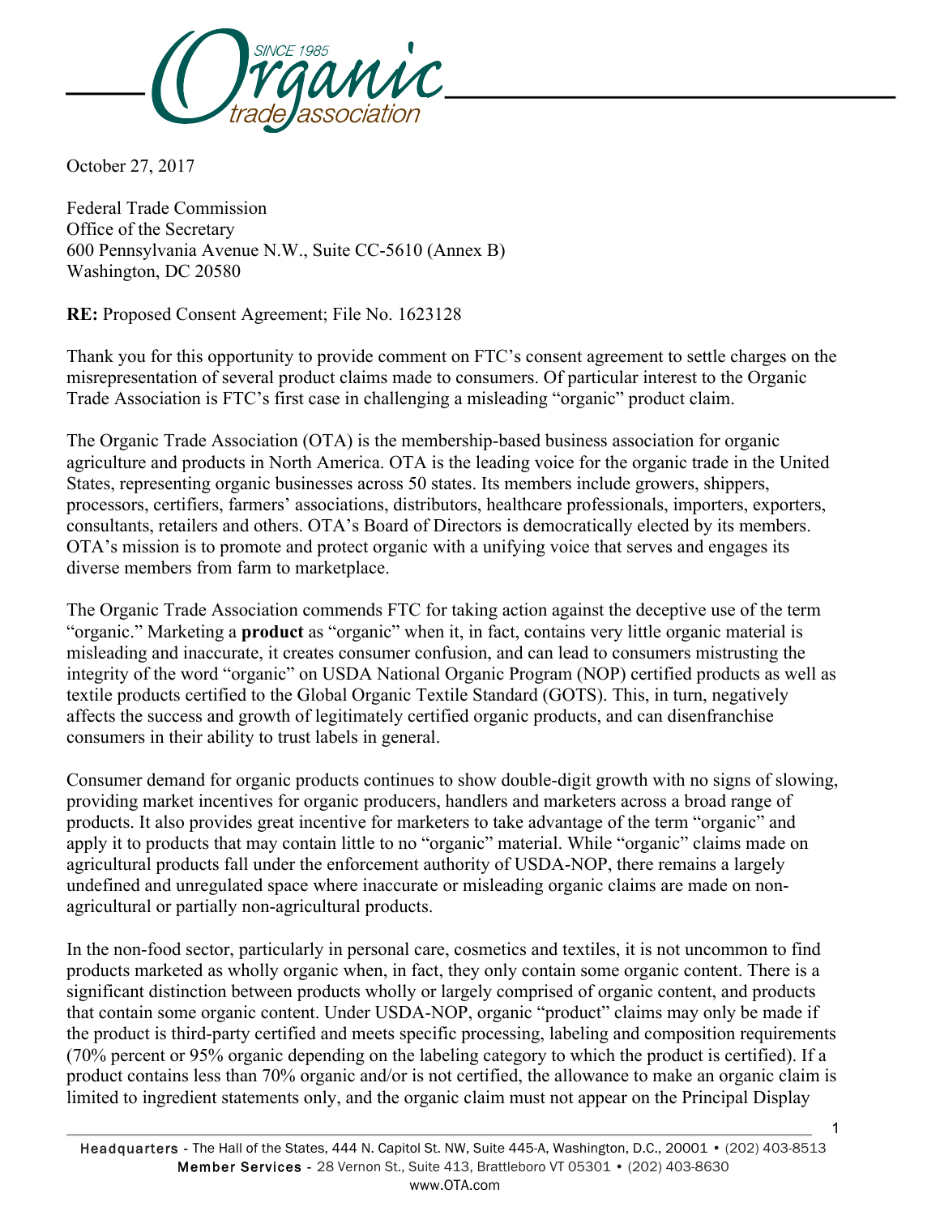October 27, 2017

Federal Trade Commission
Office of the Secretary
600 Pennsylvania Avenue N.W., Suite CC-5610 (Annex B)
Washington, DC 20580

**RE:** Proposed Consent Agreement; File No. 1623128

Thank you for this opportunity to provide comment on FTC's consent agreement to settle charges on the misrepresentation of several product claims made to consumers. Of particular interest to the Organic Trade Association is FTC's first case in challenging a misleading "organic" product claim.

The Organic Trade Association (OTA) is the membership-based business association for organic agriculture and products in North America. OTA is the leading voice for the organic trade in the United States, representing organic businesses across 50 states. Its members include growers, shippers, processors, certifiers, farmers' associations, distributors, healthcare professionals, importers, exporters, consultants, retailers and others. OTA's Board of Directors is democratically elected by its members. OTA's mission is to promote and protect organic with a unifying voice that serves and engages its diverse members from farm to marketplace.

The Organic Trade Association commends FTC for taking action against the deceptive use of the term "organic." Marketing a **product** as "organic" when it, in fact, contains very little organic material is misleading and inaccurate, it creates consumer confusion, and can lead to consumers mistrusting the integrity of the word "organic" on USDA National Organic Program (NOP) certified products as well as textile products certified to the Global Organic Textile Standard (GOTS). This, in turn, negatively affects the success and growth of legitimately certified organic products, and can disenfranchise consumers in their ability to trust labels in general.

Consumer demand for organic products continues to show double-digit growth with no signs of slowing, providing market incentives for organic producers, handlers and marketers across a broad range of products. It also provides great incentive for marketers to take advantage of the term "organic" and apply it to products that may contain little to no "organic" material. While "organic" claims made on agricultural products fall under the enforcement authority of USDA-NOP, there remains a largely undefined and unregulated space where inaccurate or misleading organic claims are made on non-agricultural or partially non-agricultural products.

In the non-food sector, particularly in personal care, cosmetics and textiles, it is not uncommon to find products marketed as wholly organic when, in fact, they only contain some organic content. There is a significant distinction between products wholly or largely comprised of organic content, and products that contain some organic content. Under USDA-NOP, organic "product" claims may only be made if the product is third-party certified and meets specific processing, labeling and composition requirements (70% percent or 95% organic depending on the labeling category to which the product is certified). If a product contains less than 70% organic and/or is not certified, the allowance to make an organic claim is limited to ingredient statements only, and the organic claim must not appear on the Principal Display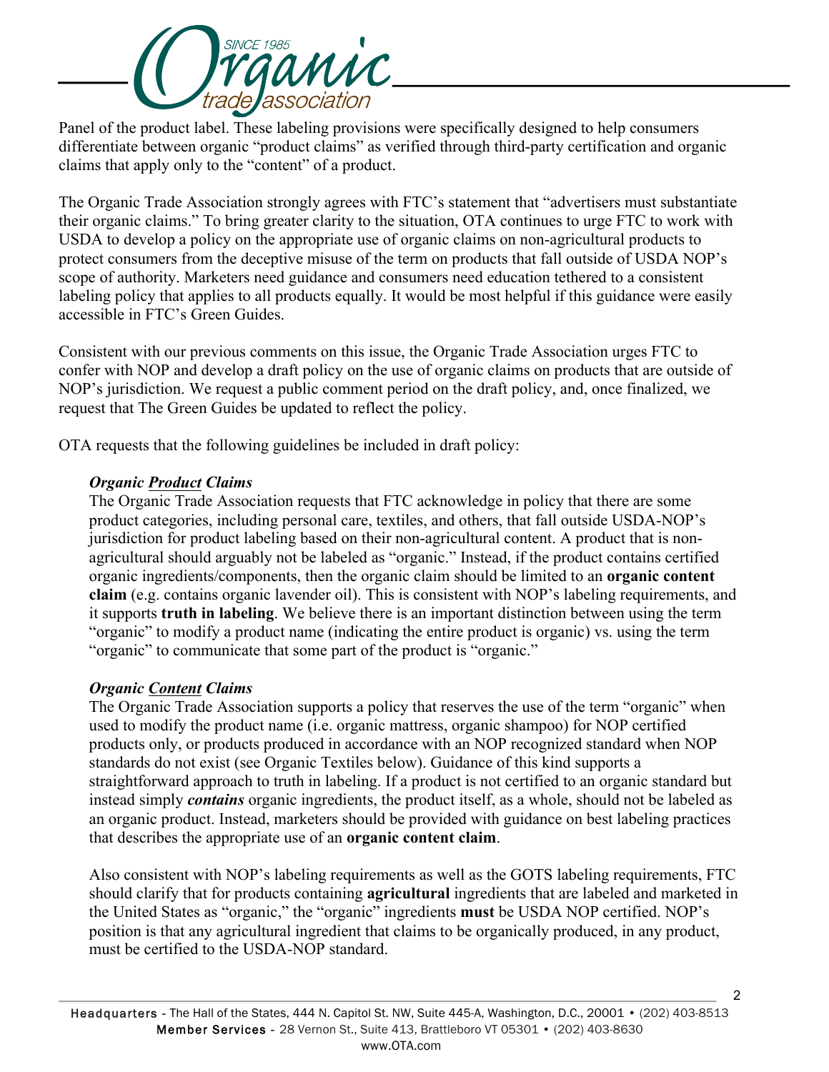Panel of the product label. These labeling provisions were specifically designed to help consumers differentiate between organic "product claims" as verified through third-party certification and organic claims that apply only to the "content" of a product.

The Organic Trade Association strongly agrees with FTC's statement that "advertisers must substantiate their organic claims." To bring greater clarity to the situation, OTA continues to urge FTC to work with USDA to develop a policy on the appropriate use of organic claims on non-agricultural products to protect consumers from the deceptive misuse of the term on products that fall outside of USDA NOP's scope of authority. Marketers need guidance and consumers need education tethered to a consistent labeling policy that applies to all products equally. It would be most helpful if this guidance were easily accessible in FTC's Green Guides.

Consistent with our previous comments on this issue, the Organic Trade Association urges FTC to confer with NOP and develop a draft policy on the use of organic claims on products that are outside of NOP's jurisdiction. We request a public comment period on the draft policy, and, once finalized, we request that The Green Guides be updated to reflect the policy.

OTA requests that the following guidelines be included in draft policy:

***Organic <u>Product</u> Claims***

The Organic Trade Association requests that FTC acknowledge in policy that there are some product categories, including personal care, textiles, and others, that fall outside USDA-NOP's jurisdiction for product labeling based on their non-agricultural content. A product that is non-agricultural should arguably not be labeled as "organic." Instead, if the product contains certified organic ingredients/components, then the organic claim should be limited to an **organic content claim** (e.g. contains organic lavender oil). This is consistent with NOP's labeling requirements, and it supports **truth in labeling**. We believe there is an important distinction between using the term "organic" to modify a product name (indicating the entire product is organic) vs. using the term "organic" to communicate that some part of the product is "organic."

***Organic <u>Content</u> Claims***

The Organic Trade Association supports a policy that reserves the use of the term "organic" when used to modify the product name (i.e. organic mattress, organic shampoo) for NOP certified products only, or products produced in accordance with an NOP recognized standard when NOP standards do not exist (see Organic Textiles below). Guidance of this kind supports a straightforward approach to truth in labeling. If a product is not certified to an organic standard but instead simply ***contains*** organic ingredients, the product itself, as a whole, should not be labeled as an organic product. Instead, marketers should be provided with guidance on best labeling practices that describes the appropriate use of an **organic content claim**.

Also consistent with NOP's labeling requirements as well as the GOTS labeling requirements, FTC should clarify that for products containing **agricultural** ingredients that are labeled and marketed in the United States as "organic," the "organic" ingredients **must** be USDA NOP certified. NOP's position is that any agricultural ingredient that claims to be organically produced, in any product, must be certified to the USDA-NOP standard.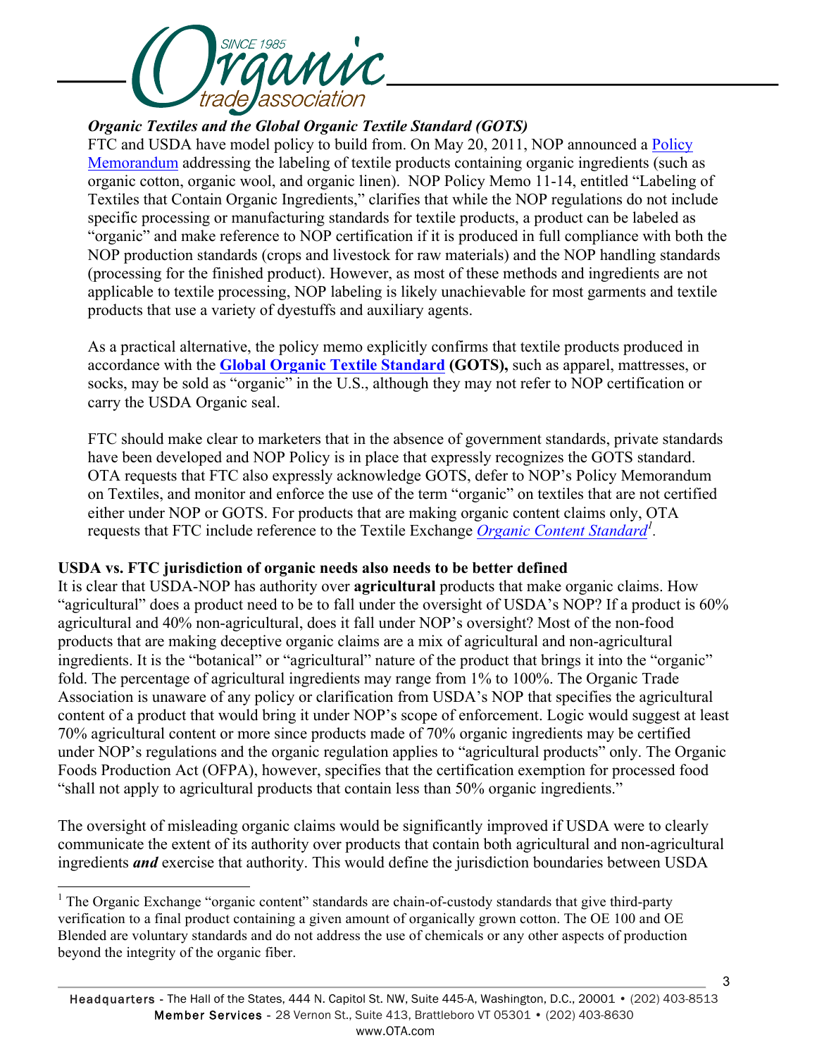***Organic Textiles and the Global Organic Textile Standard (GOTS)***

FTC and USDA have model policy to build from. On May 20, 2011, NOP announced a Policy Memorandum addressing the labeling of textile products containing organic ingredients (such as organic cotton, organic wool, and organic linen). NOP Policy Memo 11-14, entitled "Labeling of Textiles that Contain Organic Ingredients," clarifies that while the NOP regulations do not include specific processing or manufacturing standards for textile products, a product can be labeled as "organic" and make reference to NOP certification if it is produced in full compliance with both the NOP production standards (crops and livestock for raw materials) and the NOP handling standards (processing for the finished product). However, as most of these methods and ingredients are not applicable to textile processing, NOP labeling is likely unachievable for most garments and textile products that use a variety of dyestuffs and auxiliary agents.

As a practical alternative, the policy memo explicitly confirms that textile products produced in accordance with the **Global Organic Textile Standard (GOTS),** such as apparel, mattresses, or socks, may be sold as "organic" in the U.S., although they may not refer to NOP certification or carry the USDA Organic seal.

FTC should make clear to marketers that in the absence of government standards, private standards have been developed and NOP Policy is in place that expressly recognizes the GOTS standard. OTA requests that FTC also expressly acknowledge GOTS, defer to NOP's Policy Memorandum on Textiles, and monitor and enforce the use of the term "organic" on textiles that are not certified either under NOP or GOTS. For products that are making organic content claims only, OTA requests that FTC include reference to the Textile Exchange *Organic Content Standard*[1].

**USDA vs. FTC jurisdiction of organic needs also needs to be better defined**

It is clear that USDA-NOP has authority over **agricultural** products that make organic claims. How "agricultural" does a product need to be to fall under the oversight of USDA's NOP? If a product is 60% agricultural and 40% non-agricultural, does it fall under NOP's oversight? Most of the non-food products that are making deceptive organic claims are a mix of agricultural and non-agricultural ingredients. It is the "botanical" or "agricultural" nature of the product that brings it into the "organic" fold. The percentage of agricultural ingredients may range from 1% to 100%. The Organic Trade Association is unaware of any policy or clarification from USDA's NOP that specifies the agricultural content of a product that would bring it under NOP's scope of enforcement. Logic would suggest at least 70% agricultural content or more since products made of 70% organic ingredients may be certified under NOP's regulations and the organic regulation applies to "agricultural products" only. The Organic Foods Production Act (OFPA), however, specifies that the certification exemption for processed food "shall not apply to agricultural products that contain less than 50% organic ingredients."

The oversight of misleading organic claims would be significantly improved if USDA were to clearly communicate the extent of its authority over products that contain both agricultural and non-agricultural ingredients ***and*** exercise that authority. This would define the jurisdiction boundaries between USDA

---

[1] The Organic Exchange "organic content" standards are chain-of-custody standards that give third-party verification to a final product containing a given amount of organically grown cotton. The OE 100 and OE Blended are voluntary standards and do not address the use of chemicals or any other aspects of production beyond the integrity of the organic fiber.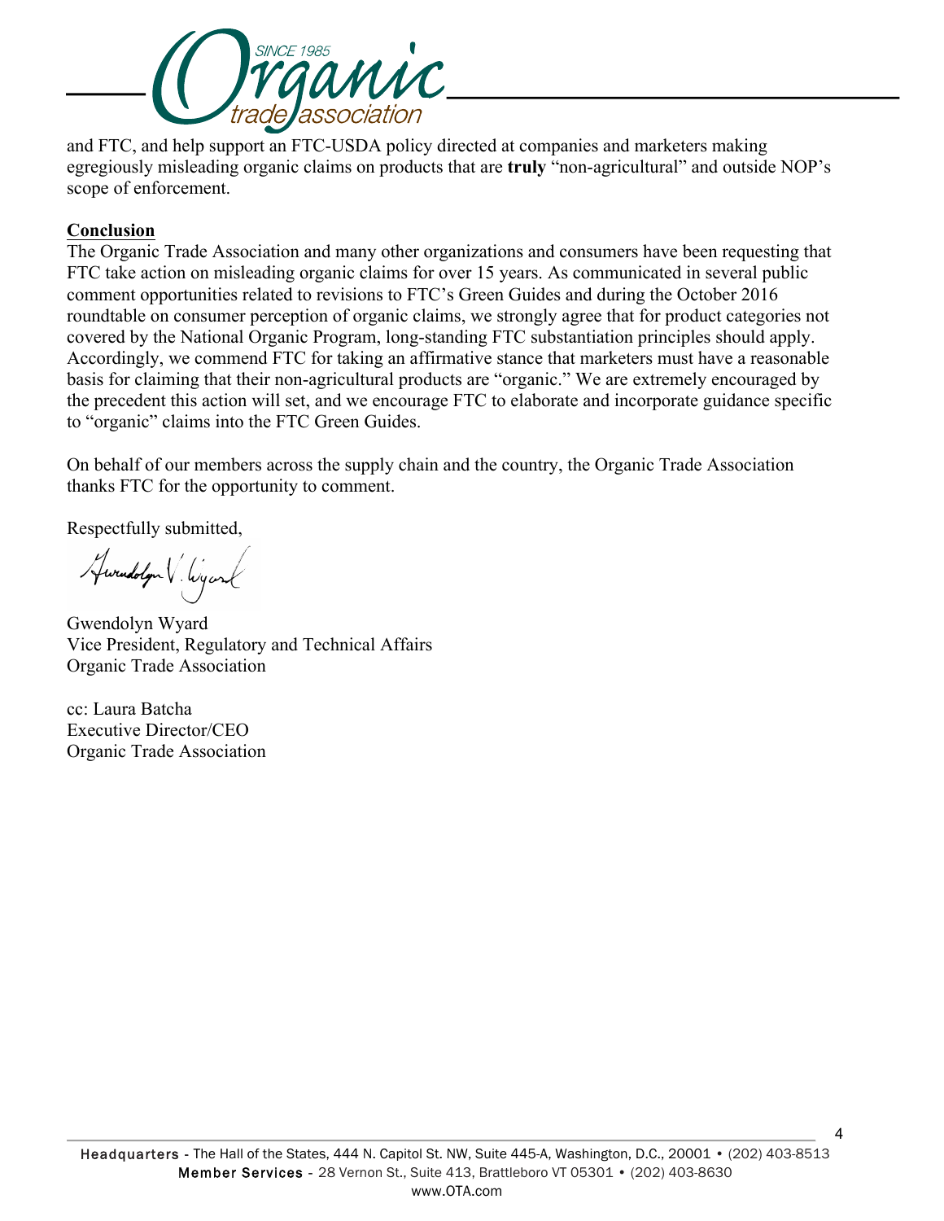and FTC, and help support an FTC-USDA policy directed at companies and marketers making egregiously misleading organic claims on products that are **truly** "non-agricultural" and outside NOP's scope of enforcement.

**Conclusion**

The Organic Trade Association and many other organizations and consumers have been requesting that FTC take action on misleading organic claims for over 15 years. As communicated in several public comment opportunities related to revisions to FTC's Green Guides and during the October 2016 roundtable on consumer perception of organic claims, we strongly agree that for product categories not covered by the National Organic Program, long-standing FTC substantiation principles should apply. Accordingly, we commend FTC for taking an affirmative stance that marketers must have a reasonable basis for claiming that their non-agricultural products are "organic." We are extremely encouraged by the precedent this action will set, and we encourage FTC to elaborate and incorporate guidance specific to "organic" claims into the FTC Green Guides.

On behalf of our members across the supply chain and the country, the Organic Trade Association thanks FTC for the opportunity to comment.

Respectfully submitted,

Gwendolyn Wyard
Vice President, Regulatory and Technical Affairs
Organic Trade Association

cc: Laura Batcha
Executive Director/CEO
Organic Trade Association